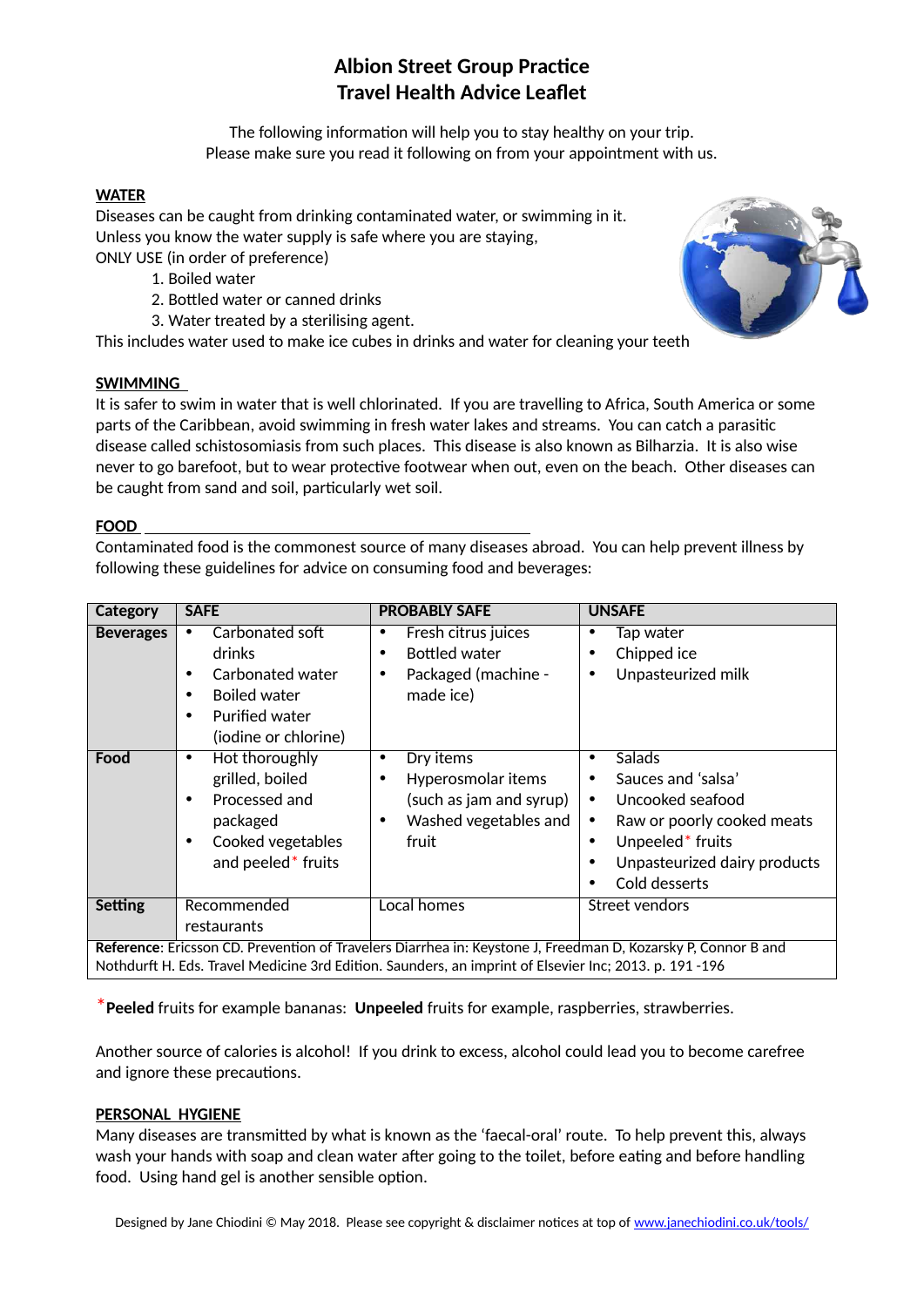# Albion Street Group Practice
# Travel Health Advice Leaflet

The following information will help you to stay healthy on your trip.
Please make sure you read it following on from your appointment with us.

## WATER

Diseases can be caught from drinking contaminated water, or swimming in it.
Unless you know the water supply is safe where you are staying,
ONLY USE (in order of preference)

1. Boiled water
2. Bottled water or canned drinks
3. Water treated by a sterilising agent.

This includes water used to make ice cubes in drinks and water for cleaning your teeth

## SWIMMING

It is safer to swim in water that is well chlorinated. If you are travelling to Africa, South America or some parts of the Caribbean, avoid swimming in fresh water lakes and streams. You can catch a parasitic disease called schistosomiasis from such places. This disease is also known as Bilharzia. It is also wise never to go barefoot, but to wear protective footwear when out, even on the beach. Other diseases can be caught from sand and soil, particularly wet soil.

## FOOD

Contaminated food is the commonest source of many diseases abroad. You can help prevent illness by following these guidelines for advice on consuming food and beverages:

| Category | SAFE | PROBABLY SAFE | UNSAFE |
|---|---|---|---|
| **Beverages** | • Carbonated soft drinks<br>• Carbonated water<br>• Boiled water<br>• Purified water (iodine or chlorine) | • Fresh citrus juices<br>• Bottled water<br>• Packaged (machine - made ice) | • Tap water<br>• Chipped ice<br>• Unpasteurized milk |
| **Food** | • Hot thoroughly grilled, boiled<br>• Processed and packaged<br>• Cooked vegetables and peeled* fruits | • Dry items<br>• Hyperosmolar items (such as jam and syrup)<br>• Washed vegetables and fruit | • Salads<br>• Sauces and 'salsa'<br>• Uncooked seafood<br>• Raw or poorly cooked meats<br>• Unpeeled* fruits<br>• Unpasteurized dairy products<br>• Cold desserts |
| **Setting** | Recommended restaurants | Local homes | Street vendors |

**Reference**: Ericsson CD. Prevention of Travelers Diarrhea in: Keystone J, Freedman D, Kozarsky P, Connor B and Nothdurft H. Eds. Travel Medicine 3rd Edition. Saunders, an imprint of Elsevier Inc; 2013. p. 191 -196

***Peeled** fruits for example bananas: **Unpeeled** fruits for example, raspberries, strawberries.

Another source of calories is alcohol! If you drink to excess, alcohol could lead you to become carefree and ignore these precautions.

## PERSONAL HYGIENE

Many diseases are transmitted by what is known as the 'faecal-oral' route. To help prevent this, always wash your hands with soap and clean water after going to the toilet, before eating and before handling food. Using hand gel is another sensible option.

Designed by Jane Chiodini © May 2018. Please see copyright & disclaimer notices at top of www.janechiodini.co.uk/tools/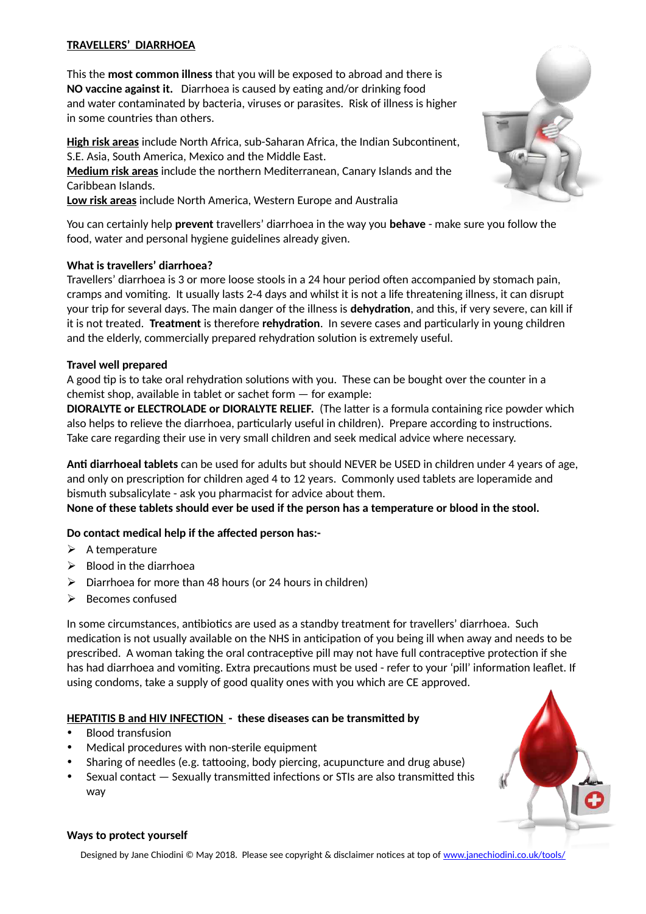## TRAVELLERS' DIARRHOEA

This the **most common illness** that you will be exposed to abroad and there is **NO vaccine against it.** Diarrhoea is caused by eating and/or drinking food and water contaminated by bacteria, viruses or parasites. Risk of illness is higher in some countries than others.

**High risk areas** include North Africa, sub-Saharan Africa, the Indian Subcontinent, S.E. Asia, South America, Mexico and the Middle East.
**Medium risk areas** include the northern Mediterranean, Canary Islands and the Caribbean Islands.
**Low risk areas** include North America, Western Europe and Australia

You can certainly help **prevent** travellers' diarrhoea in the way you **behave** - make sure you follow the food, water and personal hygiene guidelines already given.

**What is travellers' diarrhoea?**
Travellers' diarrhoea is 3 or more loose stools in a 24 hour period often accompanied by stomach pain, cramps and vomiting. It usually lasts 2-4 days and whilst it is not a life threatening illness, it can disrupt your trip for several days. The main danger of the illness is **dehydration**, and this, if very severe, can kill if it is not treated. **Treatment** is therefore **rehydration**. In severe cases and particularly in young children and the elderly, commercially prepared rehydration solution is extremely useful.

**Travel well prepared**
A good tip is to take oral rehydration solutions with you. These can be bought over the counter in a chemist shop, available in tablet or sachet form — for example:
**DIORALYTE or ELECTROLADE or DIORALYTE RELIEF.** (The latter is a formula containing rice powder which also helps to relieve the diarrhoea, particularly useful in children). Prepare according to instructions. Take care regarding their use in very small children and seek medical advice where necessary.

**Anti diarrhoeal tablets** can be used for adults but should NEVER be USED in children under 4 years of age, and only on prescription for children aged 4 to 12 years. Commonly used tablets are loperamide and bismuth subsalicylate - ask you pharmacist for advice about them.
**None of these tablets should ever be used if the person has a temperature or blood in the stool.**

**Do contact medical help if the affected person has:-**

- A temperature
- Blood in the diarrhoea
- Diarrhoea for more than 48 hours (or 24 hours in children)
- Becomes confused

In some circumstances, antibiotics are used as a standby treatment for travellers' diarrhoea. Such medication is not usually available on the NHS in anticipation of you being ill when away and needs to be prescribed. A woman taking the oral contraceptive pill may not have full contraceptive protection if she has had diarrhoea and vomiting. Extra precautions must be used - refer to your 'pill' information leaflet. If using condoms, take a supply of good quality ones with you which are CE approved.

## HEPATITIS B and HIV INFECTION - these diseases can be transmitted by

- Blood transfusion
- Medical procedures with non-sterile equipment
- Sharing of needles (e.g. tattooing, body piercing, acupuncture and drug abuse)
- Sexual contact — Sexually transmitted infections or STIs are also transmitted this way

**Ways to protect yourself**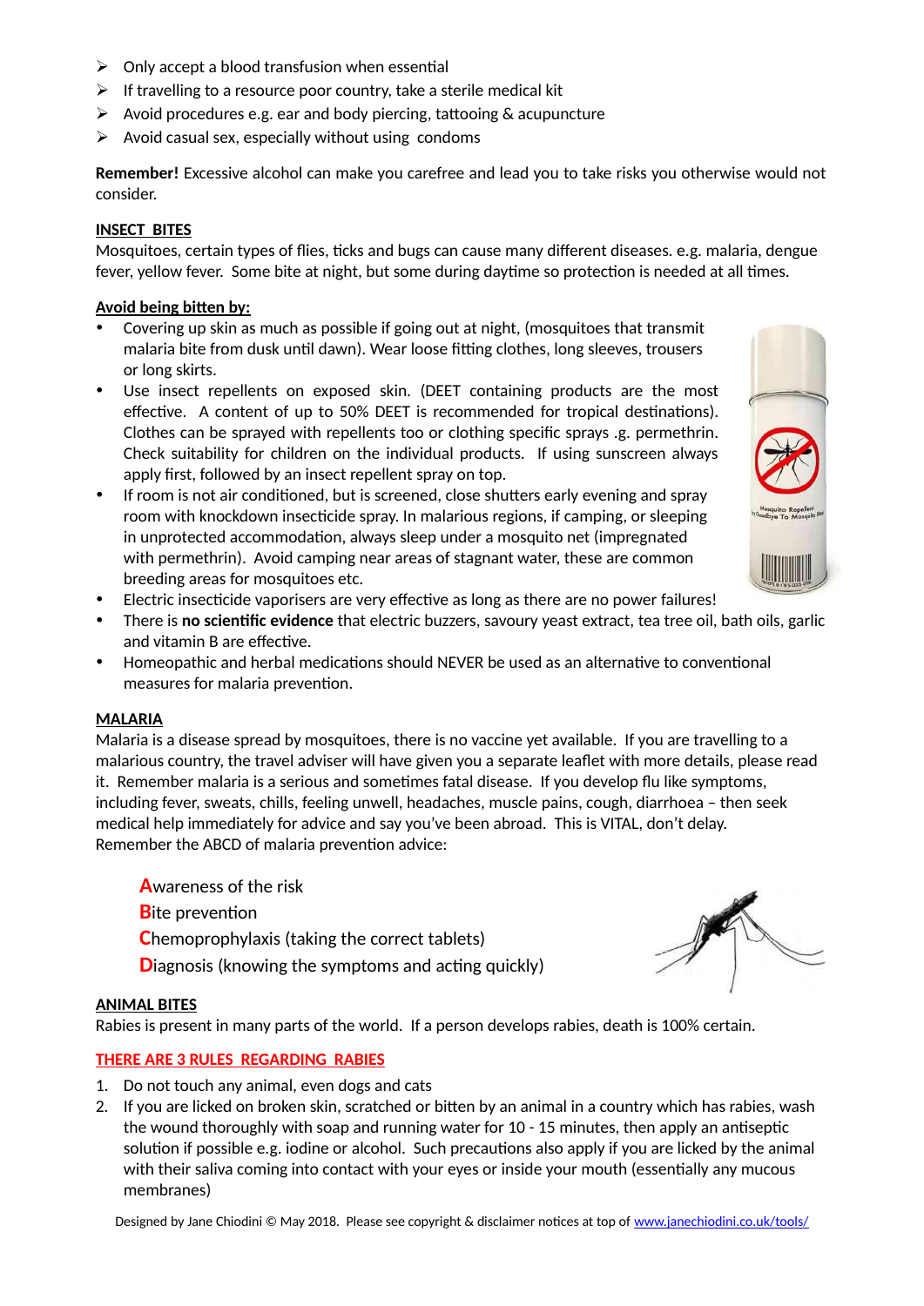- Only accept a blood transfusion when essential
- If travelling to a resource poor country, take a sterile medical kit
- Avoid procedures e.g. ear and body piercing, tattooing & acupuncture
- Avoid casual sex, especially without using condoms

**Remember!** Excessive alcohol can make you carefree and lead you to take risks you otherwise would not consider.

## INSECT BITES

Mosquitoes, certain types of flies, ticks and bugs can cause many different diseases. e.g. malaria, dengue fever, yellow fever. Some bite at night, but some during daytime so protection is needed at all times.

### Avoid being bitten by:

- Covering up skin as much as possible if going out at night, (mosquitoes that transmit malaria bite from dusk until dawn). Wear loose fitting clothes, long sleeves, trousers or long skirts.
- Use insect repellents on exposed skin. (DEET containing products are the most effective. A content of up to 50% DEET is recommended for tropical destinations). Clothes can be sprayed with repellents too or clothing specific sprays .g. permethrin. Check suitability for children on the individual products. If using sunscreen always apply first, followed by an insect repellent spray on top.
- If room is not air conditioned, but is screened, close shutters early evening and spray room with knockdown insecticide spray. In malarious regions, if camping, or sleeping in unprotected accommodation, always sleep under a mosquito net (impregnated with permethrin). Avoid camping near areas of stagnant water, these are common breeding areas for mosquitoes etc.
- Electric insecticide vaporisers are very effective as long as there are no power failures!
- There is **no scientific evidence** that electric buzzers, savoury yeast extract, tea tree oil, bath oils, garlic and vitamin B are effective.
- Homeopathic and herbal medications should NEVER be used as an alternative to conventional measures for malaria prevention.

## MALARIA

Malaria is a disease spread by mosquitoes, there is no vaccine yet available. If you are travelling to a malarious country, the travel adviser will have given you a separate leaflet with more details, please read it. Remember malaria is a serious and sometimes fatal disease. If you develop flu like symptoms, including fever, sweats, chills, feeling unwell, headaches, muscle pains, cough, diarrhoea – then seek medical help immediately for advice and say you've been abroad. This is VITAL, don't delay.
Remember the ABCD of malaria prevention advice:

**A**wareness of the risk
**B**ite prevention
**C**hemoprophylaxis (taking the correct tablets)
**D**iagnosis (knowing the symptoms and acting quickly)

## ANIMAL BITES

Rabies is present in many parts of the world. If a person develops rabies, death is 100% certain.

### THERE ARE 3 RULES REGARDING RABIES

1. Do not touch any animal, even dogs and cats
2. If you are licked on broken skin, scratched or bitten by an animal in a country which has rabies, wash the wound thoroughly with soap and running water for 10 - 15 minutes, then apply an antiseptic solution if possible e.g. iodine or alcohol. Such precautions also apply if you are licked by the animal with their saliva coming into contact with your eyes or inside your mouth (essentially any mucous membranes)

Designed by Jane Chiodini © May 2018. Please see copyright & disclaimer notices at top of www.janechiodini.co.uk/tools/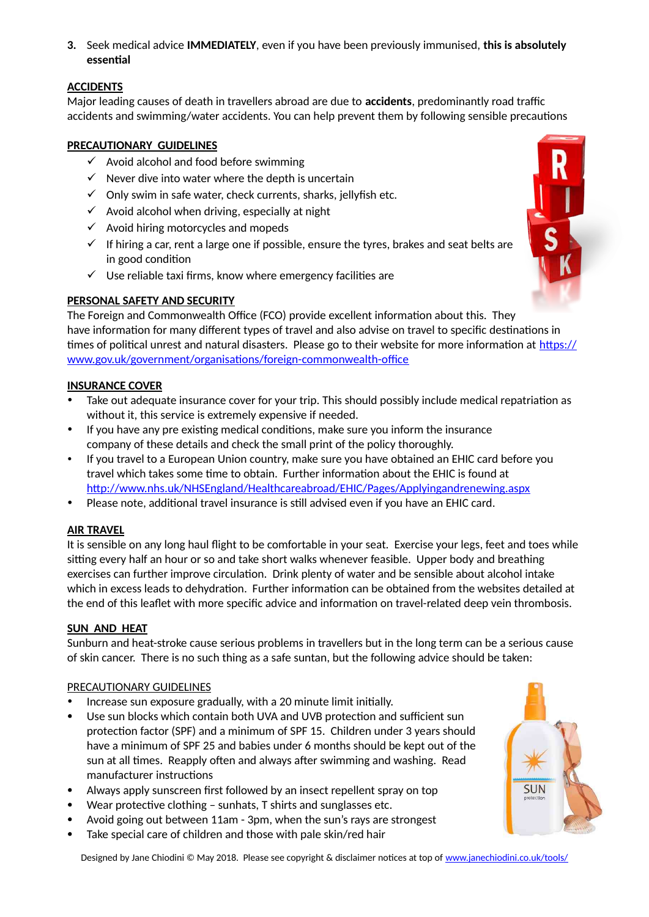3. Seek medical advice **IMMEDIATELY**, even if you have been previously immunised, **this is absolutely essential**

## ACCIDENTS

Major leading causes of death in travellers abroad are due to **accidents**, predominantly road traffic accidents and swimming/water accidents. You can help prevent them by following sensible precautions

## PRECAUTIONARY GUIDELINES

- ✓ Avoid alcohol and food before swimming
- ✓ Never dive into water where the depth is uncertain
- ✓ Only swim in safe water, check currents, sharks, jellyfish etc.
- ✓ Avoid alcohol when driving, especially at night
- ✓ Avoid hiring motorcycles and mopeds
- ✓ If hiring a car, rent a large one if possible, ensure the tyres, brakes and seat belts are in good condition
- ✓ Use reliable taxi firms, know where emergency facilities are

## PERSONAL SAFETY AND SECURITY

The Foreign and Commonwealth Office (FCO) provide excellent information about this. They have information for many different types of travel and also advise on travel to specific destinations in times of political unrest and natural disasters. Please go to their website for more information at https://www.gov.uk/government/organisations/foreign-commonwealth-office

## INSURANCE COVER

- Take out adequate insurance cover for your trip. This should possibly include medical repatriation as without it, this service is extremely expensive if needed.
- If you have any pre existing medical conditions, make sure you inform the insurance company of these details and check the small print of the policy thoroughly.
- If you travel to a European Union country, make sure you have obtained an EHIC card before you travel which takes some time to obtain. Further information about the EHIC is found at http://www.nhs.uk/NHSEngland/Healthcareabroad/EHIC/Pages/Applyingandrenewing.aspx
- Please note, additional travel insurance is still advised even if you have an EHIC card.

## AIR TRAVEL

It is sensible on any long haul flight to be comfortable in your seat. Exercise your legs, feet and toes while sitting every half an hour or so and take short walks whenever feasible. Upper body and breathing exercises can further improve circulation. Drink plenty of water and be sensible about alcohol intake which in excess leads to dehydration. Further information can be obtained from the websites detailed at the end of this leaflet with more specific advice and information on travel-related deep vein thrombosis.

## SUN AND HEAT

Sunburn and heat-stroke cause serious problems in travellers but in the long term can be a serious cause of skin cancer. There is no such thing as a safe suntan, but the following advice should be taken:

### PRECAUTIONARY GUIDELINES

- Increase sun exposure gradually, with a 20 minute limit initially.
- Use sun blocks which contain both UVA and UVB protection and sufficient sun protection factor (SPF) and a minimum of SPF 15. Children under 3 years should have a minimum of SPF 25 and babies under 6 months should be kept out of the sun at all times. Reapply often and always after swimming and washing. Read manufacturer instructions
- Always apply sunscreen first followed by an insect repellent spray on top
- Wear protective clothing – sunhats, T shirts and sunglasses etc.
- Avoid going out between 11am - 3pm, when the sun's rays are strongest
- Take special care of children and those with pale skin/red hair

Designed by Jane Chiodini © May 2018. Please see copyright & disclaimer notices at top of www.janechiodini.co.uk/tools/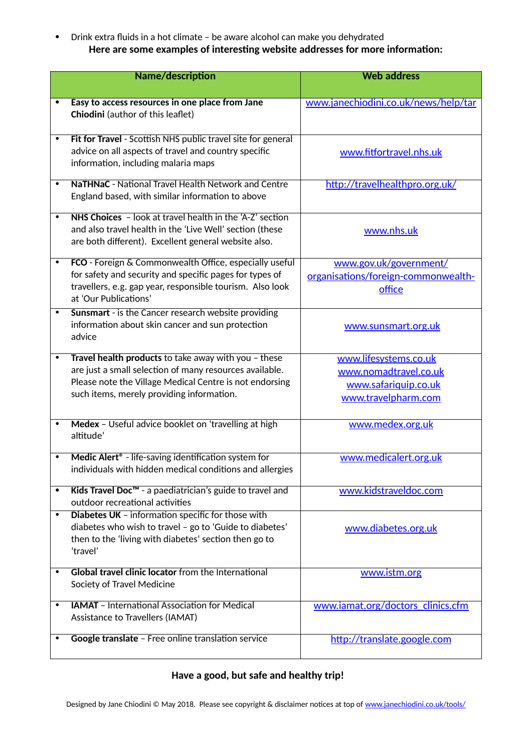- Drink extra fluids in a hot climate – be aware alcohol can make you dehydrated

**Here are some examples of interesting website addresses for more information:**

| Name/description | Web address |
|---|---|
| • **Easy to access resources in one place from Jane Chiodini** (author of this leaflet) | www.janechiodini.co.uk/news/help/tar |
| • **Fit for Travel** - Scottish NHS public travel site for general advice on all aspects of travel and country specific information, including malaria maps | www.fitfortravel.nhs.uk |
| • **NaTHNaC** - National Travel Health Network and Centre England based, with similar information to above | http://travelhealthpro.org.uk/ |
| • **NHS Choices** – look at travel health in the 'A-Z' section and also travel health in the 'Live Well' section (these are both different). Excellent general website also. | www.nhs.uk |
| • **FCO** - Foreign & Commonwealth Office, especially useful for safety and security and specific pages for types of travellers, e.g. gap year, responsible tourism. Also look at 'Our Publications' | www.gov.uk/government/organisations/foreign-commonwealth-office |
| • **Sunsmart** - is the Cancer research website providing information about skin cancer and sun protection advice | www.sunsmart.org.uk |
| • **Travel health products** to take away with you – these are just a small selection of many resources available. Please note the Village Medical Centre is not endorsing such items, merely providing information. | www.lifesystems.co.uk<br>www.nomadtravel.co.uk<br>www.safariquip.co.uk<br>www.travelpharm.com |
| • **Medex** – Useful advice booklet on 'travelling at high altitude' | www.medex.org.uk |
| • **Medic Alert®** - life-saving identification system for individuals with hidden medical conditions and allergies | www.medicalert.org.uk |
| • **Kids Travel Doc™** - a paediatrician's guide to travel and outdoor recreational activities | www.kidstraveldoc.com |
| • **Diabetes UK** – information specific for those with diabetes who wish to travel – go to 'Guide to diabetes' then to the 'living with diabetes' section then go to 'travel' | www.diabetes.org.uk |
| • **Global travel clinic locator** from the International Society of Travel Medicine | www.istm.org |
| • **IAMAT** – International Association for Medical Assistance to Travellers (IAMAT) | www.iamat.org/doctors_clinics.cfm |
| • **Google translate** – Free online translation service | http://translate.google.com |

**Have a good, but safe and healthy trip!**

Designed by Jane Chiodini © May 2018. Please see copyright & disclaimer notices at top of www.janechiodini.co.uk/tools/